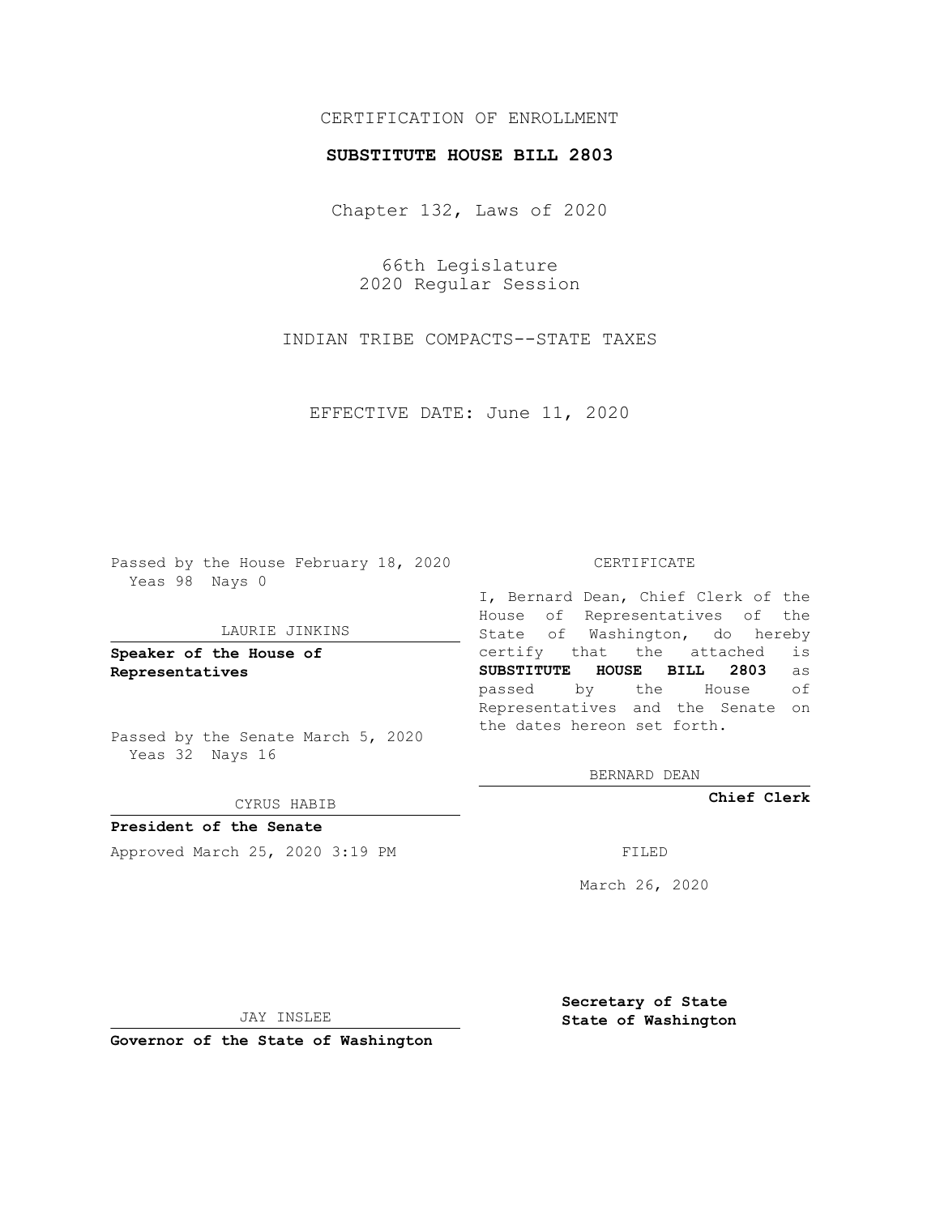CERTIFICATION OF ENROLLMENT

**SUBSTITUTE HOUSE BILL 2803**

Chapter 132, Laws of 2020

66th Legislature
2020 Regular Session

INDIAN TRIBE COMPACTS--STATE TAXES

EFFECTIVE DATE: June 11, 2020

Passed by the House February 18, 2020
Yeas 98 Nays 0

LAURIE JINKINS

**Speaker of the House of Representatives**

Passed by the Senate March 5, 2020
Yeas 32 Nays 16

CYRUS HABIB

**President of the Senate**

Approved March 25, 2020 3:19 PM

JAY INSLEE

**Governor of the State of Washington**

CERTIFICATE

I, Bernard Dean, Chief Clerk of the House of Representatives of the State of Washington, do hereby certify that the attached is **SUBSTITUTE HOUSE BILL 2803** as passed by the House of Representatives and the Senate on the dates hereon set forth.

BERNARD DEAN

**Chief Clerk**

FILED

March 26, 2020

**Secretary of State
State of Washington**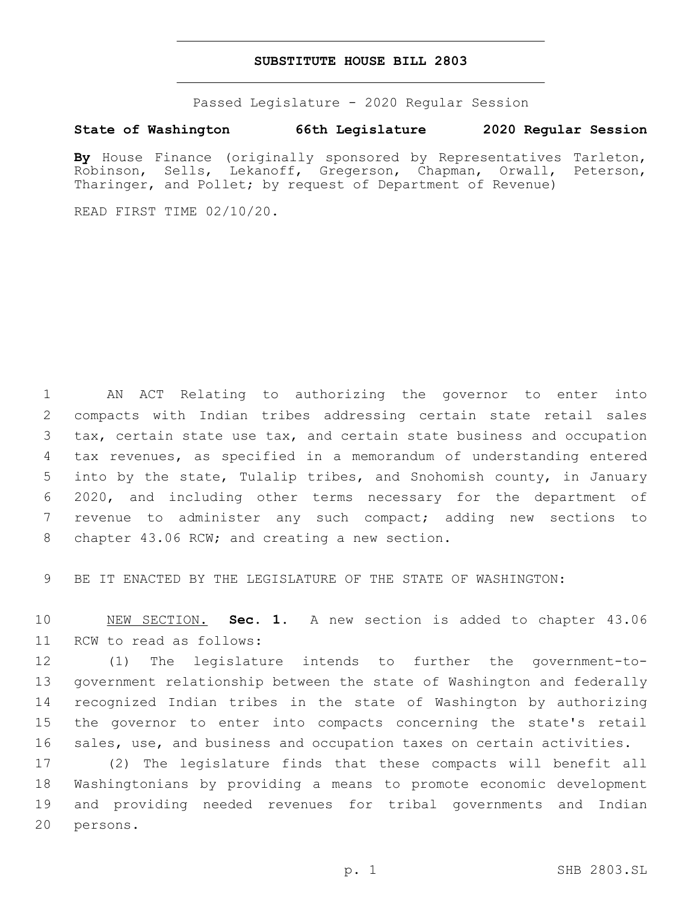# SUBSTITUTE HOUSE BILL 2803

Passed Legislature - 2020 Regular Session

**State of Washington 66th Legislature 2020 Regular Session**

**By** House Finance (originally sponsored by Representatives Tarleton, Robinson, Sells, Lekanoff, Gregerson, Chapman, Orwall, Peterson, Tharinger, and Pollet; by request of Department of Revenue)

READ FIRST TIME 02/10/20.

AN ACT Relating to authorizing the governor to enter into compacts with Indian tribes addressing certain state retail sales tax, certain state use tax, and certain state business and occupation tax revenues, as specified in a memorandum of understanding entered into by the state, Tulalip tribes, and Snohomish county, in January 2020, and including other terms necessary for the department of revenue to administer any such compact; adding new sections to chapter 43.06 RCW; and creating a new section.

BE IT ENACTED BY THE LEGISLATURE OF THE STATE OF WASHINGTON:

NEW SECTION. **Sec. 1.** A new section is added to chapter 43.06 RCW to read as follows:

(1) The legislature intends to further the government-to-government relationship between the state of Washington and federally recognized Indian tribes in the state of Washington by authorizing the governor to enter into compacts concerning the state's retail sales, use, and business and occupation taxes on certain activities.

(2) The legislature finds that these compacts will benefit all Washingtonians by providing a means to promote economic development and providing needed revenues for tribal governments and Indian persons.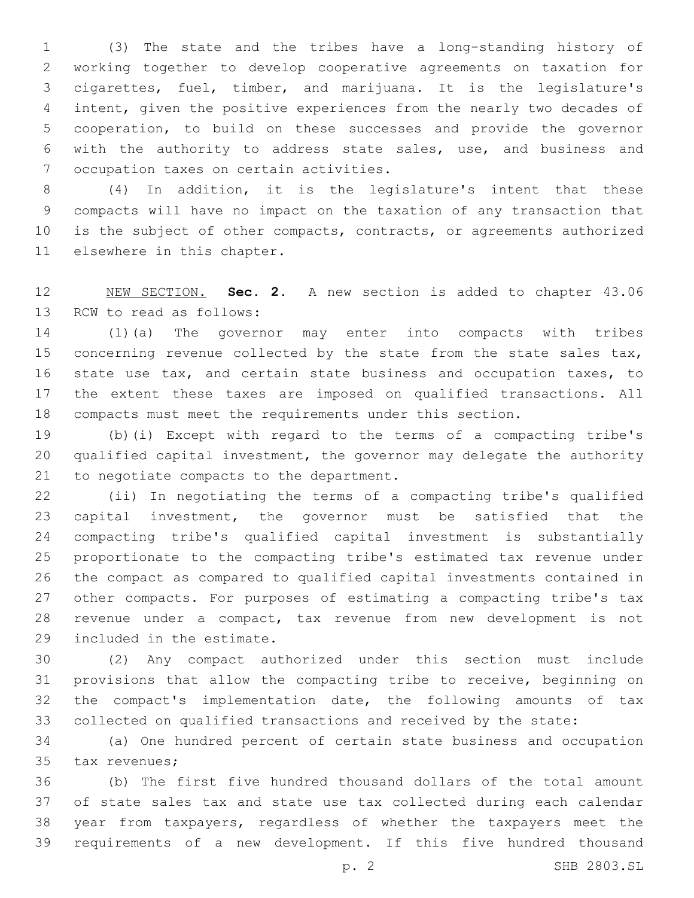(3) The state and the tribes have a long-standing history of working together to develop cooperative agreements on taxation for cigarettes, fuel, timber, and marijuana. It is the legislature's intent, given the positive experiences from the nearly two decades of cooperation, to build on these successes and provide the governor with the authority to address state sales, use, and business and occupation taxes on certain activities.

(4) In addition, it is the legislature's intent that these compacts will have no impact on the taxation of any transaction that is the subject of other compacts, contracts, or agreements authorized elsewhere in this chapter.

NEW SECTION. **Sec. 2.** A new section is added to chapter 43.06 RCW to read as follows:

(1)(a) The governor may enter into compacts with tribes concerning revenue collected by the state from the state sales tax, state use tax, and certain state business and occupation taxes, to the extent these taxes are imposed on qualified transactions. All compacts must meet the requirements under this section.

(b)(i) Except with regard to the terms of a compacting tribe's qualified capital investment, the governor may delegate the authority to negotiate compacts to the department.

(ii) In negotiating the terms of a compacting tribe's qualified capital investment, the governor must be satisfied that the compacting tribe's qualified capital investment is substantially proportionate to the compacting tribe's estimated tax revenue under the compact as compared to qualified capital investments contained in other compacts. For purposes of estimating a compacting tribe's tax revenue under a compact, tax revenue from new development is not included in the estimate.

(2) Any compact authorized under this section must include provisions that allow the compacting tribe to receive, beginning on the compact's implementation date, the following amounts of tax collected on qualified transactions and received by the state:

(a) One hundred percent of certain state business and occupation tax revenues;

(b) The first five hundred thousand dollars of the total amount of state sales tax and state use tax collected during each calendar year from taxpayers, regardless of whether the taxpayers meet the requirements of a new development. If this five hundred thousand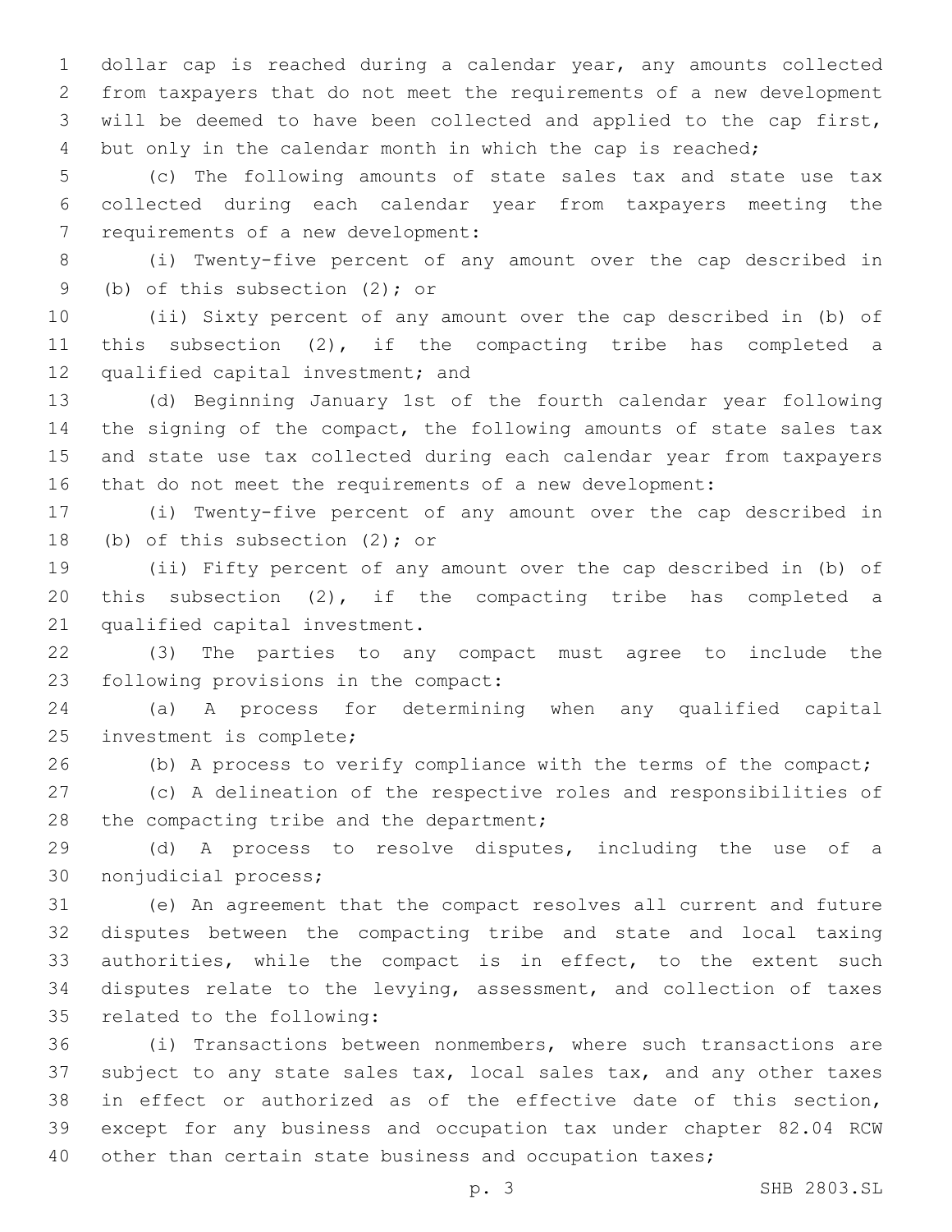dollar cap is reached during a calendar year, any amounts collected from taxpayers that do not meet the requirements of a new development will be deemed to have been collected and applied to the cap first, but only in the calendar month in which the cap is reached;

(c) The following amounts of state sales tax and state use tax collected during each calendar year from taxpayers meeting the requirements of a new development:

(i) Twenty-five percent of any amount over the cap described in (b) of this subsection (2); or

(ii) Sixty percent of any amount over the cap described in (b) of this subsection (2), if the compacting tribe has completed a qualified capital investment; and

(d) Beginning January 1st of the fourth calendar year following the signing of the compact, the following amounts of state sales tax and state use tax collected during each calendar year from taxpayers that do not meet the requirements of a new development:

(i) Twenty-five percent of any amount over the cap described in (b) of this subsection (2); or

(ii) Fifty percent of any amount over the cap described in (b) of this subsection (2), if the compacting tribe has completed a qualified capital investment.

(3) The parties to any compact must agree to include the following provisions in the compact:

(a) A process for determining when any qualified capital investment is complete;

(b) A process to verify compliance with the terms of the compact;

(c) A delineation of the respective roles and responsibilities of the compacting tribe and the department;

(d) A process to resolve disputes, including the use of a nonjudicial process;

(e) An agreement that the compact resolves all current and future disputes between the compacting tribe and state and local taxing authorities, while the compact is in effect, to the extent such disputes relate to the levying, assessment, and collection of taxes related to the following:

(i) Transactions between nonmembers, where such transactions are subject to any state sales tax, local sales tax, and any other taxes in effect or authorized as of the effective date of this section, except for any business and occupation tax under chapter 82.04 RCW other than certain state business and occupation taxes;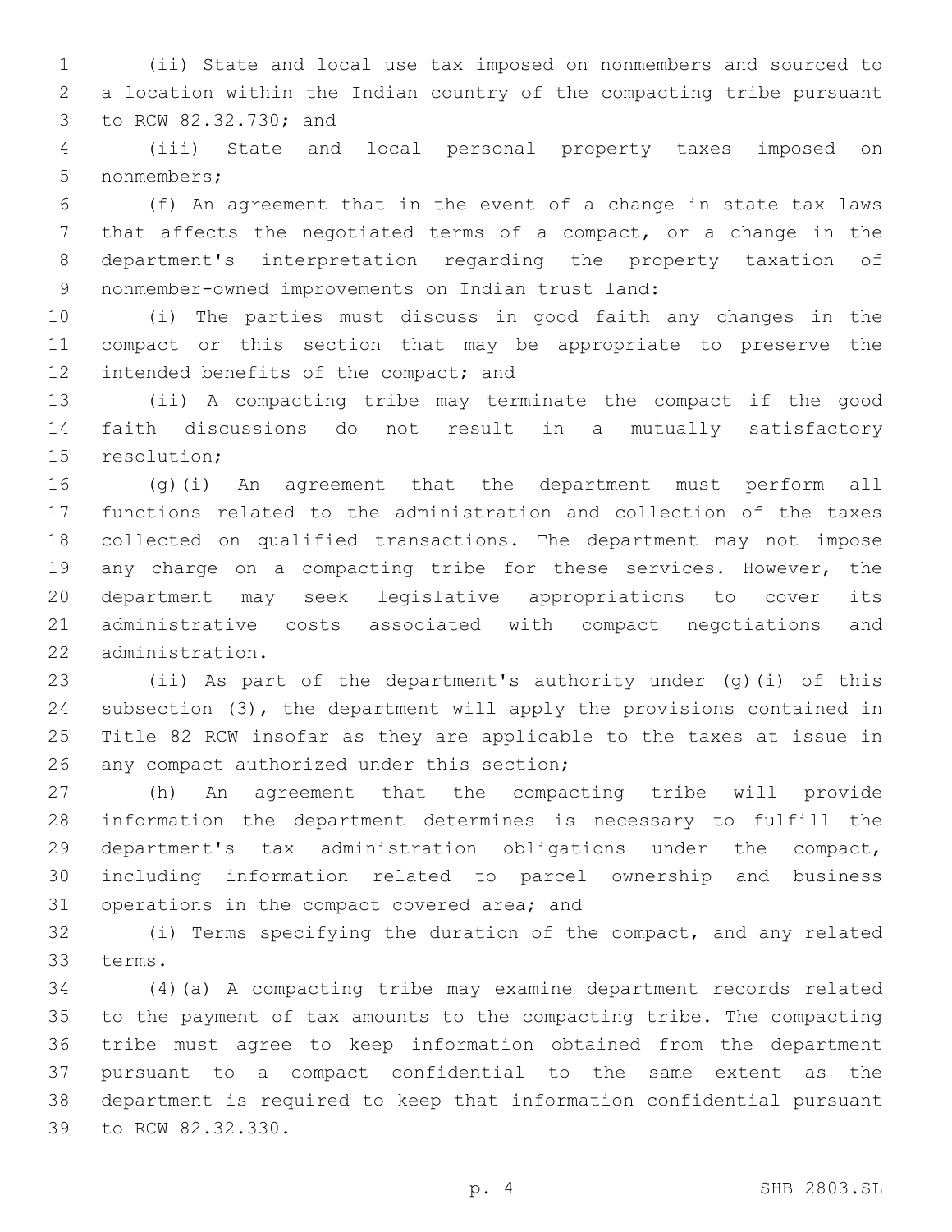(ii) State and local use tax imposed on nonmembers and sourced to a location within the Indian country of the compacting tribe pursuant to RCW 82.32.730; and

(iii) State and local personal property taxes imposed on nonmembers;

(f) An agreement that in the event of a change in state tax laws that affects the negotiated terms of a compact, or a change in the department's interpretation regarding the property taxation of nonmember-owned improvements on Indian trust land:

(i) The parties must discuss in good faith any changes in the compact or this section that may be appropriate to preserve the intended benefits of the compact; and

(ii) A compacting tribe may terminate the compact if the good faith discussions do not result in a mutually satisfactory resolution;

(g)(i) An agreement that the department must perform all functions related to the administration and collection of the taxes collected on qualified transactions. The department may not impose any charge on a compacting tribe for these services. However, the department may seek legislative appropriations to cover its administrative costs associated with compact negotiations and administration.

(ii) As part of the department's authority under (g)(i) of this subsection (3), the department will apply the provisions contained in Title 82 RCW insofar as they are applicable to the taxes at issue in any compact authorized under this section;

(h) An agreement that the compacting tribe will provide information the department determines is necessary to fulfill the department's tax administration obligations under the compact, including information related to parcel ownership and business operations in the compact covered area; and

(i) Terms specifying the duration of the compact, and any related terms.

(4)(a) A compacting tribe may examine department records related to the payment of tax amounts to the compacting tribe. The compacting tribe must agree to keep information obtained from the department pursuant to a compact confidential to the same extent as the department is required to keep that information confidential pursuant to RCW 82.32.330.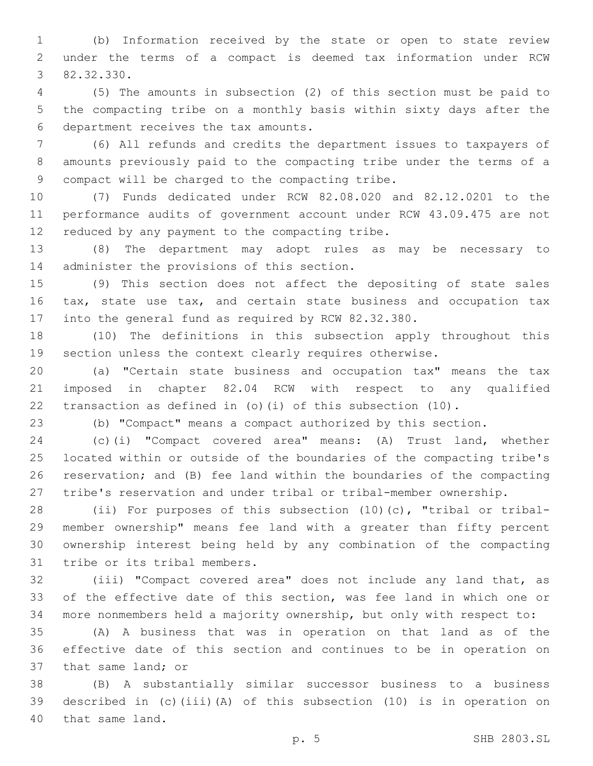(b) Information received by the state or open to state review under the terms of a compact is deemed tax information under RCW 82.32.330.

(5) The amounts in subsection (2) of this section must be paid to the compacting tribe on a monthly basis within sixty days after the department receives the tax amounts.

(6) All refunds and credits the department issues to taxpayers of amounts previously paid to the compacting tribe under the terms of a compact will be charged to the compacting tribe.

(7) Funds dedicated under RCW 82.08.020 and 82.12.0201 to the performance audits of government account under RCW 43.09.475 are not reduced by any payment to the compacting tribe.

(8) The department may adopt rules as may be necessary to administer the provisions of this section.

(9) This section does not affect the depositing of state sales tax, state use tax, and certain state business and occupation tax into the general fund as required by RCW 82.32.380.

(10) The definitions in this subsection apply throughout this section unless the context clearly requires otherwise.

(a) "Certain state business and occupation tax" means the tax imposed in chapter 82.04 RCW with respect to any qualified transaction as defined in (o)(i) of this subsection (10).

(b) "Compact" means a compact authorized by this section.

(c)(i) "Compact covered area" means: (A) Trust land, whether located within or outside of the boundaries of the compacting tribe's reservation; and (B) fee land within the boundaries of the compacting tribe's reservation and under tribal or tribal-member ownership.

(ii) For purposes of this subsection (10)(c), "tribal or tribal-member ownership" means fee land with a greater than fifty percent ownership interest being held by any combination of the compacting tribe or its tribal members.

(iii) "Compact covered area" does not include any land that, as of the effective date of this section, was fee land in which one or more nonmembers held a majority ownership, but only with respect to:

(A) A business that was in operation on that land as of the effective date of this section and continues to be in operation on that same land; or

(B) A substantially similar successor business to a business described in (c)(iii)(A) of this subsection (10) is in operation on that same land.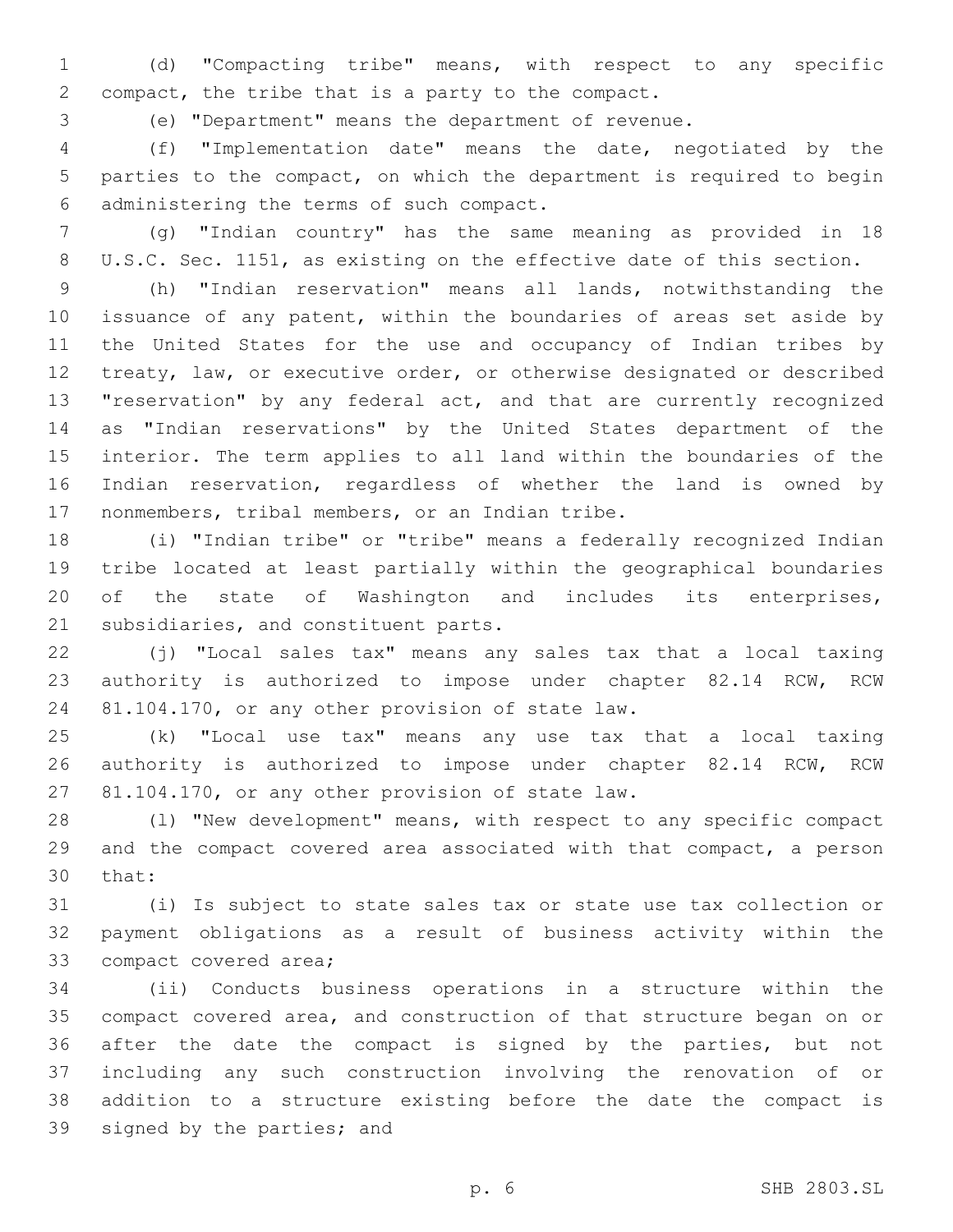(d) "Compacting tribe" means, with respect to any specific compact, the tribe that is a party to the compact.

(e) "Department" means the department of revenue.

(f) "Implementation date" means the date, negotiated by the parties to the compact, on which the department is required to begin administering the terms of such compact.

(g) "Indian country" has the same meaning as provided in 18 U.S.C. Sec. 1151, as existing on the effective date of this section.

(h) "Indian reservation" means all lands, notwithstanding the issuance of any patent, within the boundaries of areas set aside by the United States for the use and occupancy of Indian tribes by treaty, law, or executive order, or otherwise designated or described "reservation" by any federal act, and that are currently recognized as "Indian reservations" by the United States department of the interior. The term applies to all land within the boundaries of the Indian reservation, regardless of whether the land is owned by nonmembers, tribal members, or an Indian tribe.

(i) "Indian tribe" or "tribe" means a federally recognized Indian tribe located at least partially within the geographical boundaries of the state of Washington and includes its enterprises, subsidiaries, and constituent parts.

(j) "Local sales tax" means any sales tax that a local taxing authority is authorized to impose under chapter 82.14 RCW, RCW 81.104.170, or any other provision of state law.

(k) "Local use tax" means any use tax that a local taxing authority is authorized to impose under chapter 82.14 RCW, RCW 81.104.170, or any other provision of state law.

(l) "New development" means, with respect to any specific compact and the compact covered area associated with that compact, a person that:

(i) Is subject to state sales tax or state use tax collection or payment obligations as a result of business activity within the compact covered area;

(ii) Conducts business operations in a structure within the compact covered area, and construction of that structure began on or after the date the compact is signed by the parties, but not including any such construction involving the renovation of or addition to a structure existing before the date the compact is signed by the parties; and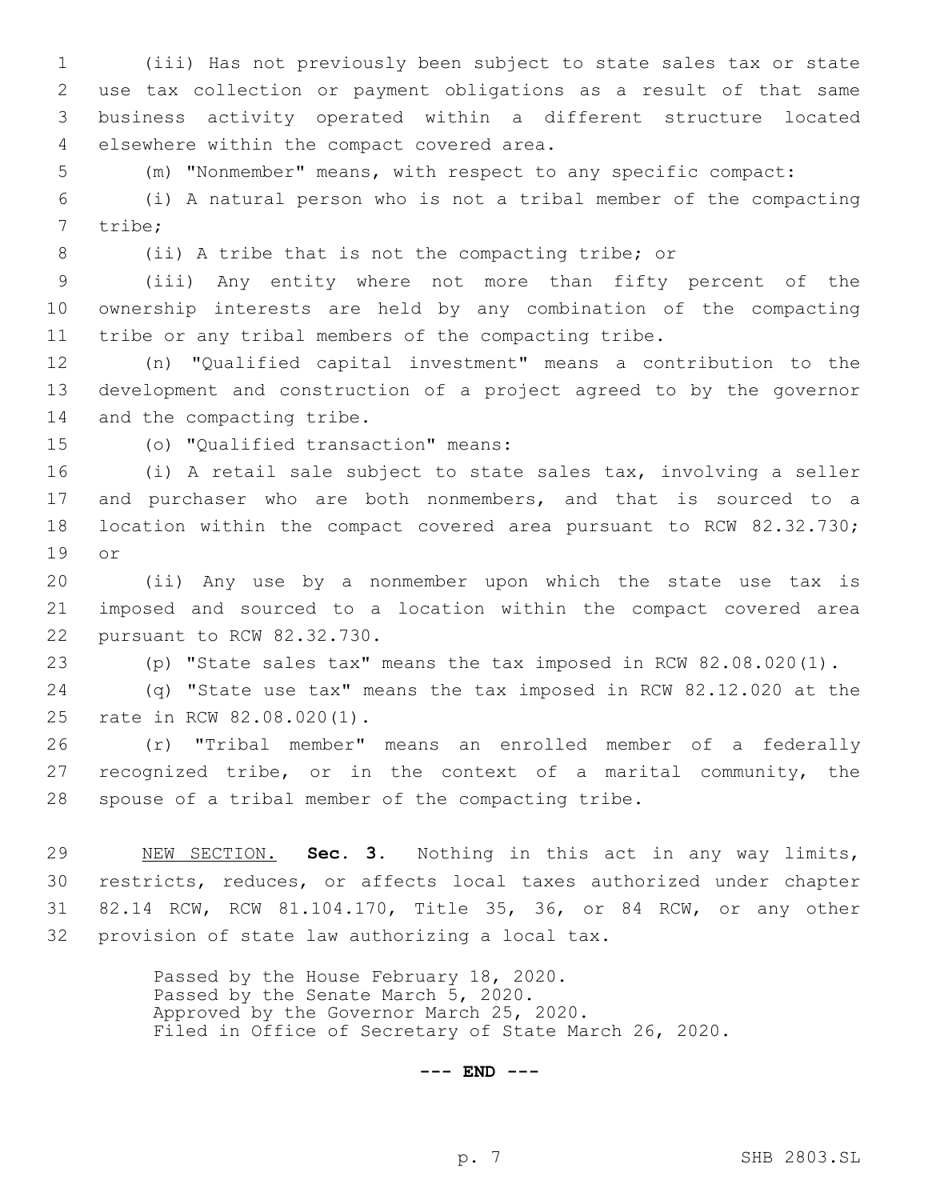(iii) Has not previously been subject to state sales tax or state use tax collection or payment obligations as a result of that same business activity operated within a different structure located elsewhere within the compact covered area.

(m) "Nonmember" means, with respect to any specific compact:

(i) A natural person who is not a tribal member of the compacting tribe;

(ii) A tribe that is not the compacting tribe; or

(iii) Any entity where not more than fifty percent of the ownership interests are held by any combination of the compacting tribe or any tribal members of the compacting tribe.

(n) "Qualified capital investment" means a contribution to the development and construction of a project agreed to by the governor and the compacting tribe.

(o) "Qualified transaction" means:

(i) A retail sale subject to state sales tax, involving a seller and purchaser who are both nonmembers, and that is sourced to a location within the compact covered area pursuant to RCW 82.32.730; or

(ii) Any use by a nonmember upon which the state use tax is imposed and sourced to a location within the compact covered area pursuant to RCW 82.32.730.

(p) "State sales tax" means the tax imposed in RCW 82.08.020(1).

(q) "State use tax" means the tax imposed in RCW 82.12.020 at the rate in RCW 82.08.020(1).

(r) "Tribal member" means an enrolled member of a federally recognized tribe, or in the context of a marital community, the spouse of a tribal member of the compacting tribe.

NEW SECTION. **Sec. 3.** Nothing in this act in any way limits, restricts, reduces, or affects local taxes authorized under chapter 82.14 RCW, RCW 81.104.170, Title 35, 36, or 84 RCW, or any other provision of state law authorizing a local tax.

Passed by the House February 18, 2020.
Passed by the Senate March 5, 2020.
Approved by the Governor March 25, 2020.
Filed in Office of Secretary of State March 26, 2020.

**--- END ---**